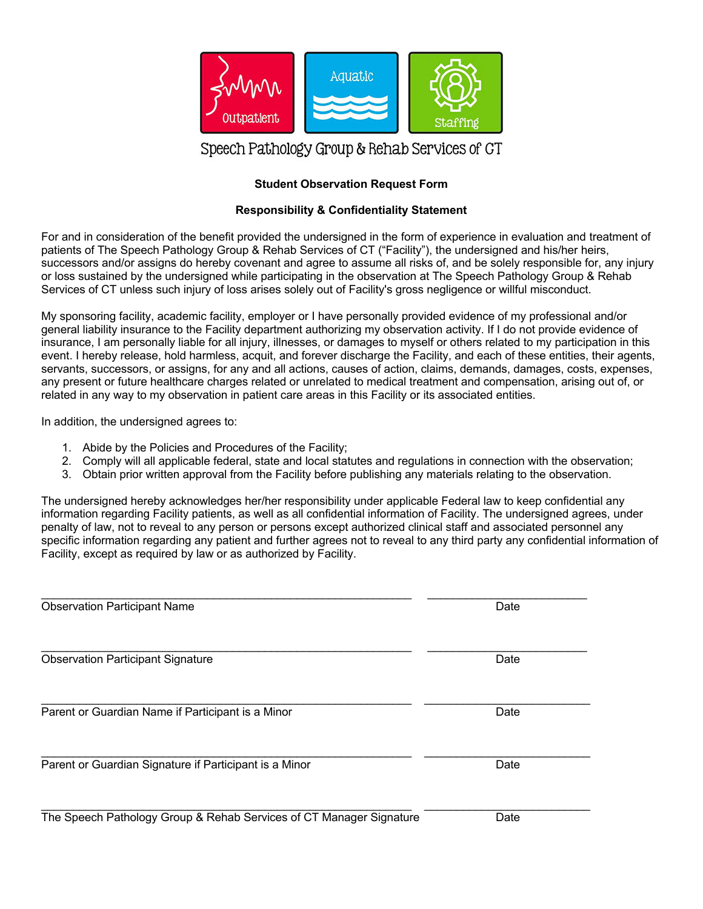Outpatient | Aquatic | Staffing

Speech Pathology Group & Rehab Services of CT

**Student Observation Request Form**

**Responsibility & Confidentiality Statement**

For and in consideration of the benefit provided the undersigned in the form of experience in evaluation and treatment of patients of The Speech Pathology Group & Rehab Services of CT ("Facility"), the undersigned and his/her heirs, successors and/or assigns do hereby covenant and agree to assume all risks of, and be solely responsible for, any injury or loss sustained by the undersigned while participating in the observation at The Speech Pathology Group & Rehab Services of CT unless such injury of loss arises solely out of Facility's gross negligence or willful misconduct.

My sponsoring facility, academic facility, employer or I have personally provided evidence of my professional and/or general liability insurance to the Facility department authorizing my observation activity. If I do not provide evidence of insurance, I am personally liable for all injury, illnesses, or damages to myself or others related to my participation in this event. I hereby release, hold harmless, acquit, and forever discharge the Facility, and each of these entities, their agents, servants, successors, or assigns, for any and all actions, causes of action, claims, demands, damages, costs, expenses, any present or future healthcare charges related or unrelated to medical treatment and compensation, arising out of, or related in any way to my observation in patient care areas in this Facility or its associated entities.

In addition, the undersigned agrees to:

1. Abide by the Policies and Procedures of the Facility;
2. Comply will all applicable federal, state and local statutes and regulations in connection with the observation;
3. Obtain prior written approval from the Facility before publishing any materials relating to the observation.

The undersigned hereby acknowledges her/her responsibility under applicable Federal law to keep confidential any information regarding Facility patients, as well as all confidential information of Facility. The undersigned agrees, under penalty of law, not to reveal to any person or persons except authorized clinical staff and associated personnel any specific information regarding any patient and further agrees not to reveal to any third party any confidential information of Facility, except as required by law or as authorized by Facility.

\_\_\_\_\_\_\_\_\_\_\_\_\_\_\_\_\_\_\_\_\_\_\_\_\_\_\_\_\_\_\_\_\_\_\_\_\_\_\_\_\_\_\_\_\_\_\_\_ \_\_\_\_\_\_\_\_\_\_\_\_\_\_\_\_\_\_\_\_\_\_
Observation Participant Name Date

\_\_\_\_\_\_\_\_\_\_\_\_\_\_\_\_\_\_\_\_\_\_\_\_\_\_\_\_\_\_\_\_\_\_\_\_\_\_\_\_\_\_\_\_\_\_\_\_ \_\_\_\_\_\_\_\_\_\_\_\_\_\_\_\_\_\_\_\_\_\_
Observation Participant Signature Date

\_\_\_\_\_\_\_\_\_\_\_\_\_\_\_\_\_\_\_\_\_\_\_\_\_\_\_\_\_\_\_\_\_\_\_\_\_\_\_\_\_\_\_\_\_\_\_\_ \_\_\_\_\_\_\_\_\_\_\_\_\_\_\_\_\_\_\_\_\_\_
Parent or Guardian Name if Participant is a Minor Date

\_\_\_\_\_\_\_\_\_\_\_\_\_\_\_\_\_\_\_\_\_\_\_\_\_\_\_\_\_\_\_\_\_\_\_\_\_\_\_\_\_\_\_\_\_\_\_\_ \_\_\_\_\_\_\_\_\_\_\_\_\_\_\_\_\_\_\_\_\_\_
Parent or Guardian Signature if Participant is a Minor Date

\_\_\_\_\_\_\_\_\_\_\_\_\_\_\_\_\_\_\_\_\_\_\_\_\_\_\_\_\_\_\_\_\_\_\_\_\_\_\_\_\_\_\_\_\_\_\_\_ \_\_\_\_\_\_\_\_\_\_\_\_\_\_\_\_\_\_\_\_\_\_
The Speech Pathology Group & Rehab Services of CT Manager Signature Date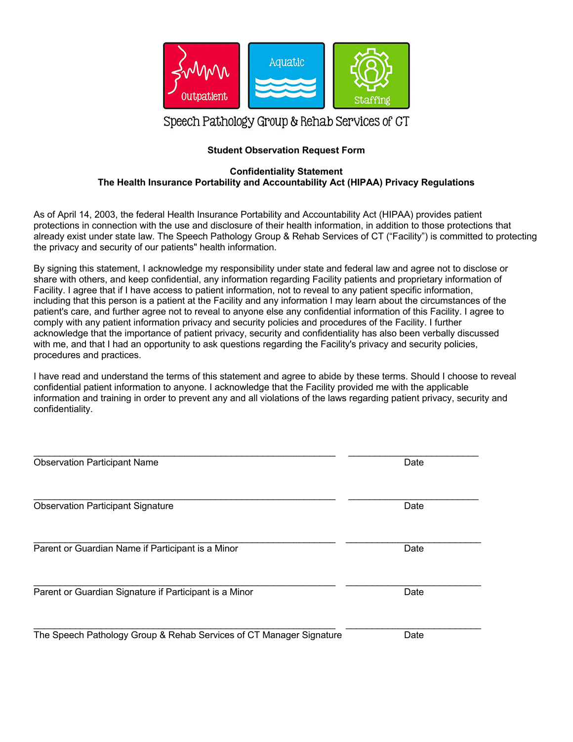Outpatient | Aquatic | Staffing

Speech Pathology Group & Rehab Services of CT

**Student Observation Request Form**

**Confidentiality Statement**
**The Health Insurance Portability and Accountability Act (HIPAA) Privacy Regulations**

As of April 14, 2003, the federal Health Insurance Portability and Accountability Act (HIPAA) provides patient protections in connection with the use and disclosure of their health information, in addition to those protections that already exist under state law. The Speech Pathology Group & Rehab Services of CT (“Facility”) is committed to protecting the privacy and security of our patients" health information.

By signing this statement, I acknowledge my responsibility under state and federal law and agree not to disclose or share with others, and keep confidential, any information regarding Facility patients and proprietary information of Facility. I agree that if I have access to patient information, not to reveal to any patient specific information, including that this person is a patient at the Facility and any information I may learn about the circumstances of the patient's care, and further agree not to reveal to anyone else any confidential information of this Facility. I agree to comply with any patient information privacy and security policies and procedures of the Facility. I further acknowledge that the importance of patient privacy, security and confidentiality has also been verbally discussed with me, and that I had an opportunity to ask questions regarding the Facility's privacy and security policies, procedures and practices.

I have read and understand the terms of this statement and agree to abide by these terms. Should I choose to reveal confidential patient information to anyone. I acknowledge that the Facility provided me with the applicable information and training in order to prevent any and all violations of the laws regarding patient privacy, security and confidentiality.

_____________________________________________ _____________________
Observation Participant Name Date

_____________________________________________ _____________________
Observation Participant Signature Date

_____________________________________________ _____________________
Parent or Guardian Name if Participant is a Minor Date

_____________________________________________ _____________________
Parent or Guardian Signature if Participant is a Minor Date

_____________________________________________ _____________________
The Speech Pathology Group & Rehab Services of CT Manager Signature Date